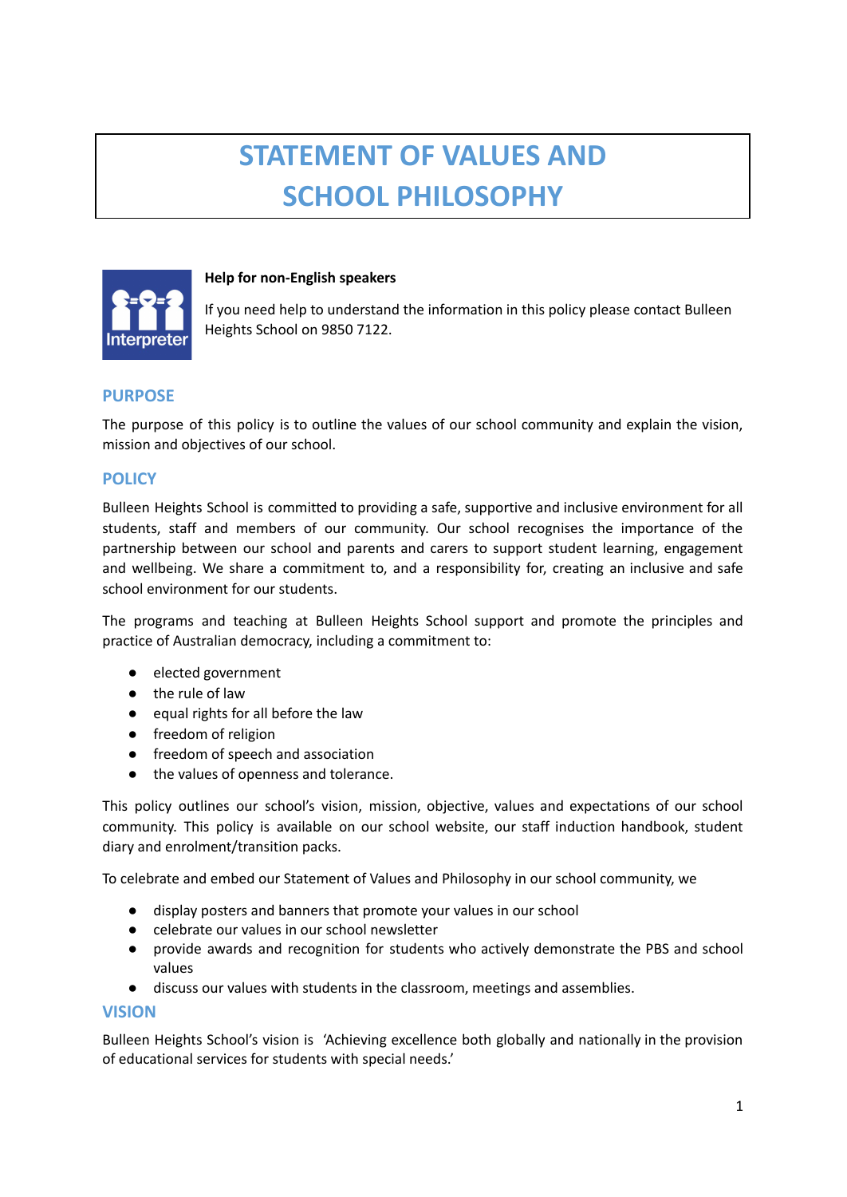# STATEMENT OF VALUES AND SCHOOL PHILOSOPHY

**Help for non-English speakers**

If you need help to understand the information in this policy please contact Bulleen Heights School on 9850 7122.

## PURPOSE

The purpose of this policy is to outline the values of our school community and explain the vision, mission and objectives of our school.

## POLICY

Bulleen Heights School is committed to providing a safe, supportive and inclusive environment for all students, staff and members of our community. Our school recognises the importance of the partnership between our school and parents and carers to support student learning, engagement and wellbeing. We share a commitment to, and a responsibility for, creating an inclusive and safe school environment for our students.

The programs and teaching at Bulleen Heights School support and promote the principles and practice of Australian democracy, including a commitment to:

- elected government
- the rule of law
- equal rights for all before the law
- freedom of religion
- freedom of speech and association
- the values of openness and tolerance.

This policy outlines our school's vision, mission, objective, values and expectations of our school community. This policy is available on our school website, our staff induction handbook, student diary and enrolment/transition packs.

To celebrate and embed our Statement of Values and Philosophy in our school community, we

- display posters and banners that promote your values in our school
- celebrate our values in our school newsletter
- provide awards and recognition for students who actively demonstrate the PBS and school values
- discuss our values with students in the classroom, meetings and assemblies.

## VISION

Bulleen Heights School's vision is 'Achieving excellence both globally and nationally in the provision of educational services for students with special needs.'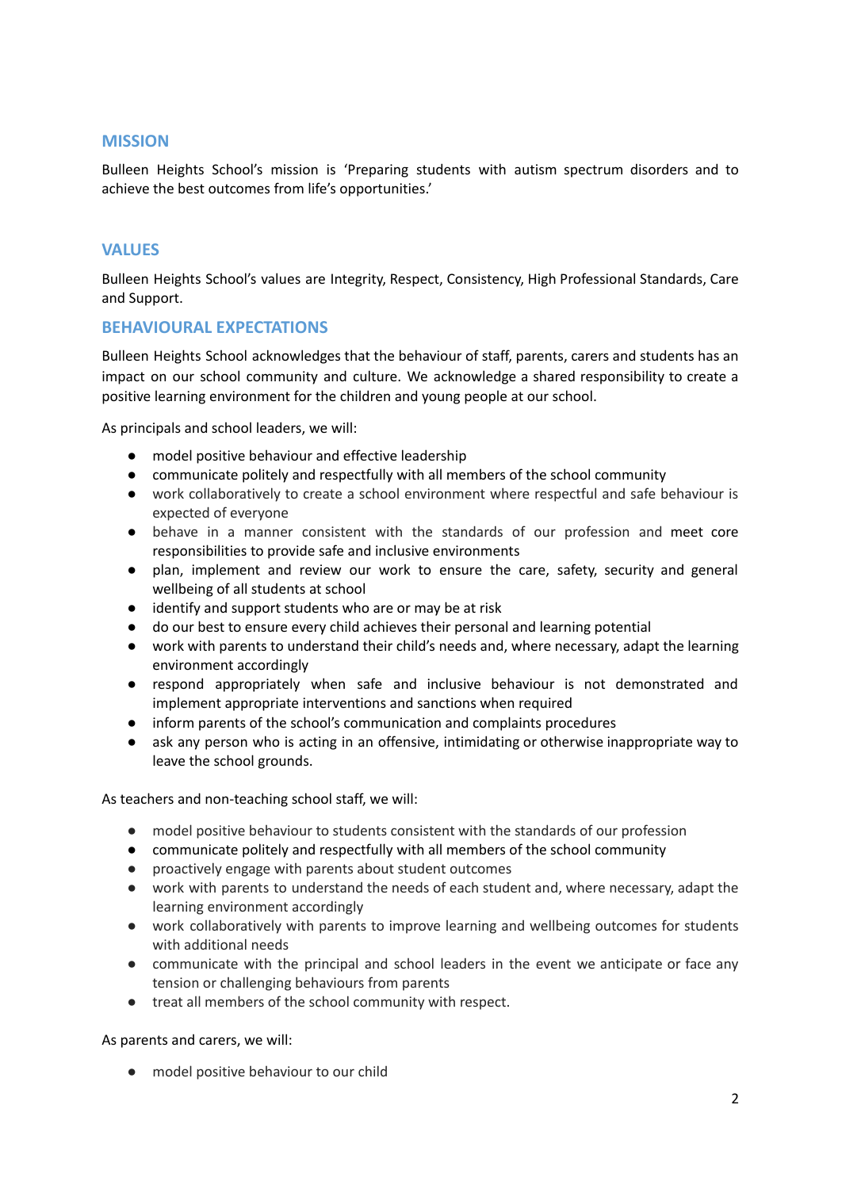## MISSION

Bulleen Heights School's mission is 'Preparing students with autism spectrum disorders and to achieve the best outcomes from life's opportunities.'

## VALUES

Bulleen Heights School's values are Integrity, Respect, Consistency, High Professional Standards, Care and Support.

## BEHAVIOURAL EXPECTATIONS

Bulleen Heights School acknowledges that the behaviour of staff, parents, carers and students has an impact on our school community and culture. We acknowledge a shared responsibility to create a positive learning environment for the children and young people at our school.

As principals and school leaders, we will:

- model positive behaviour and effective leadership
- communicate politely and respectfully with all members of the school community
- work collaboratively to create a school environment where respectful and safe behaviour is expected of everyone
- behave in a manner consistent with the standards of our profession and meet core responsibilities to provide safe and inclusive environments
- plan, implement and review our work to ensure the care, safety, security and general wellbeing of all students at school
- identify and support students who are or may be at risk
- do our best to ensure every child achieves their personal and learning potential
- work with parents to understand their child's needs and, where necessary, adapt the learning environment accordingly
- respond appropriately when safe and inclusive behaviour is not demonstrated and implement appropriate interventions and sanctions when required
- inform parents of the school's communication and complaints procedures
- ask any person who is acting in an offensive, intimidating or otherwise inappropriate way to leave the school grounds.

As teachers and non-teaching school staff, we will:

- model positive behaviour to students consistent with the standards of our profession
- communicate politely and respectfully with all members of the school community
- proactively engage with parents about student outcomes
- work with parents to understand the needs of each student and, where necessary, adapt the learning environment accordingly
- work collaboratively with parents to improve learning and wellbeing outcomes for students with additional needs
- communicate with the principal and school leaders in the event we anticipate or face any tension or challenging behaviours from parents
- treat all members of the school community with respect.

As parents and carers, we will:

- model positive behaviour to our child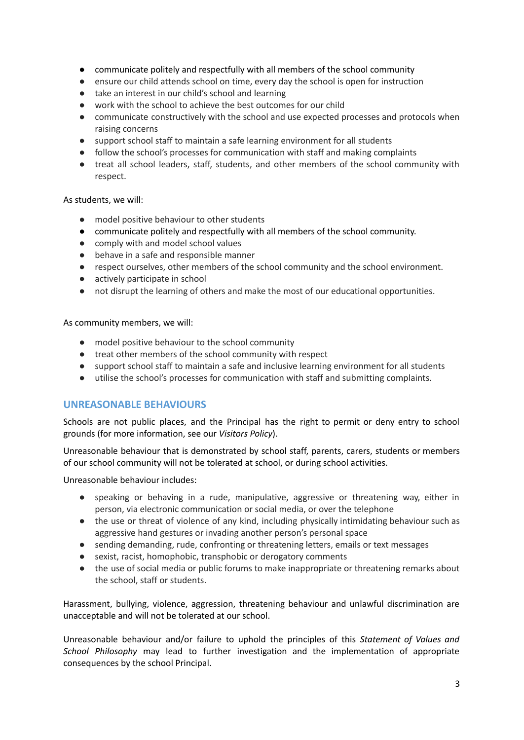- communicate politely and respectfully with all members of the school community
- ensure our child attends school on time, every day the school is open for instruction
- take an interest in our child's school and learning
- work with the school to achieve the best outcomes for our child
- communicate constructively with the school and use expected processes and protocols when raising concerns
- support school staff to maintain a safe learning environment for all students
- follow the school's processes for communication with staff and making complaints
- treat all school leaders, staff, students, and other members of the school community with respect.

As students, we will:

- model positive behaviour to other students
- communicate politely and respectfully with all members of the school community.
- comply with and model school values
- behave in a safe and responsible manner
- respect ourselves, other members of the school community and the school environment.
- actively participate in school
- not disrupt the learning of others and make the most of our educational opportunities.

As community members, we will:

- model positive behaviour to the school community
- treat other members of the school community with respect
- support school staff to maintain a safe and inclusive learning environment for all students
- utilise the school's processes for communication with staff and submitting complaints.

## UNREASONABLE BEHAVIOURS

Schools are not public places, and the Principal has the right to permit or deny entry to school grounds (for more information, see our *Visitors Policy*).

Unreasonable behaviour that is demonstrated by school staff, parents, carers, students or members of our school community will not be tolerated at school, or during school activities.

Unreasonable behaviour includes:

- speaking or behaving in a rude, manipulative, aggressive or threatening way, either in person, via electronic communication or social media, or over the telephone
- the use or threat of violence of any kind, including physically intimidating behaviour such as aggressive hand gestures or invading another person's personal space
- sending demanding, rude, confronting or threatening letters, emails or text messages
- sexist, racist, homophobic, transphobic or derogatory comments
- the use of social media or public forums to make inappropriate or threatening remarks about the school, staff or students.

Harassment, bullying, violence, aggression, threatening behaviour and unlawful discrimination are unacceptable and will not be tolerated at our school.

Unreasonable behaviour and/or failure to uphold the principles of this *Statement of Values and School Philosophy* may lead to further investigation and the implementation of appropriate consequences by the school Principal.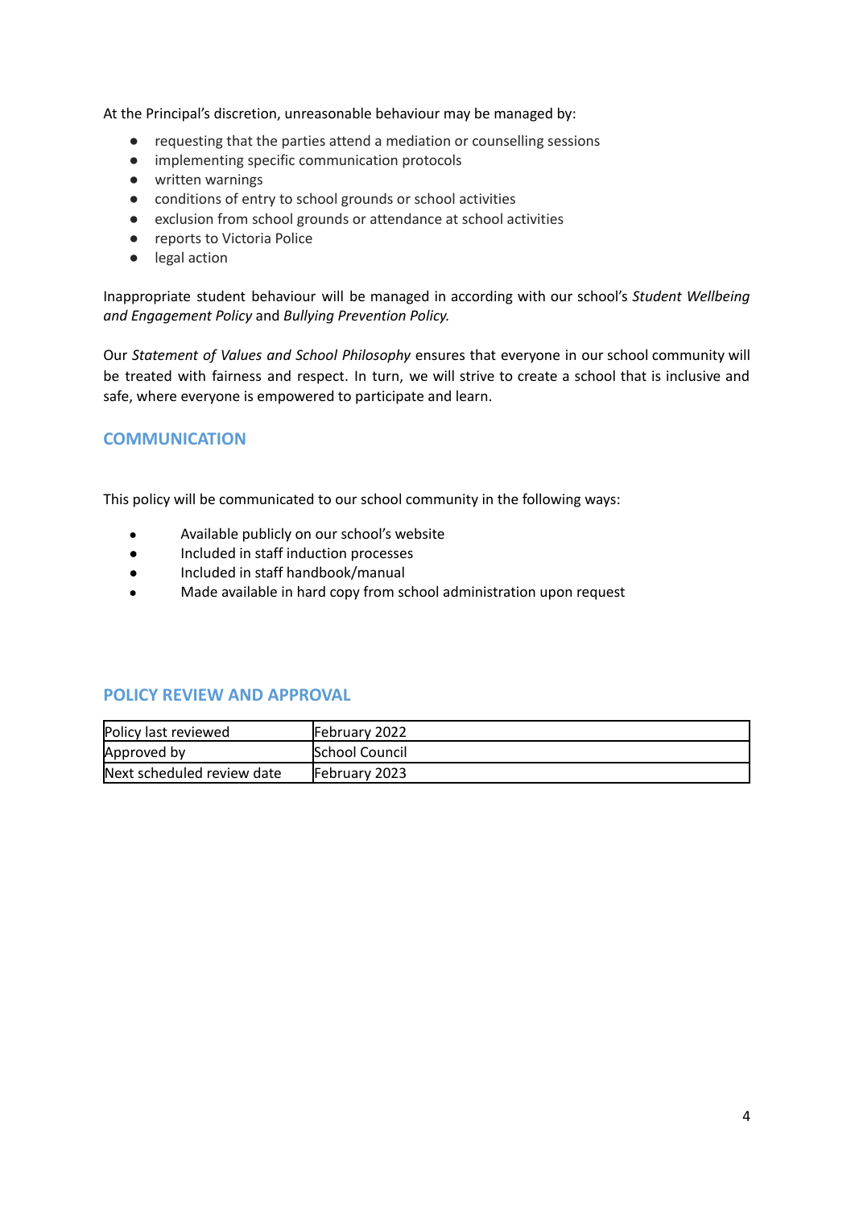At the Principal's discretion, unreasonable behaviour may be managed by:

- requesting that the parties attend a mediation or counselling sessions
- implementing specific communication protocols
- written warnings
- conditions of entry to school grounds or school activities
- exclusion from school grounds or attendance at school activities
- reports to Victoria Police
- legal action

Inappropriate student behaviour will be managed in according with our school's *Student Wellbeing and Engagement Policy* and *Bullying Prevention Policy.*

Our *Statement of Values and School Philosophy* ensures that everyone in our school community will be treated with fairness and respect. In turn, we will strive to create a school that is inclusive and safe, where everyone is empowered to participate and learn.

## COMMUNICATION

This policy will be communicated to our school community in the following ways:

- Available publicly on our school's website
- Included in staff induction processes
- Included in staff handbook/manual
- Made available in hard copy from school administration upon request

## POLICY REVIEW AND APPROVAL

| | |
|---|---|
| Policy last reviewed | February 2022 |
| Approved by | School Council |
| Next scheduled review date | February 2023 |